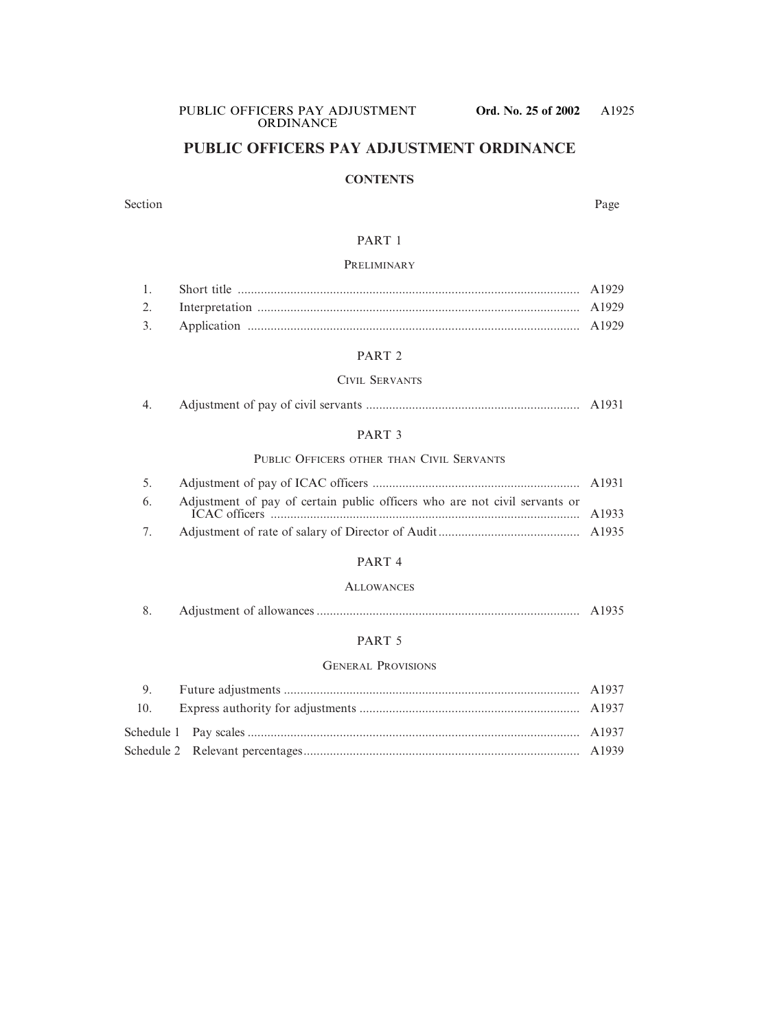# PUBLIC OFFICERS PAY ADJUSTMENT ORDINANCE

## CONTENTS

| Section | | Page |
|---|---|---|
| | **PART 1** | |
| | PRELIMINARY | |
| 1. | Short title | A1929 |
| 2. | Interpretation | A1929 |
| 3. | Application | A1929 |
| | **PART 2** | |
| | CIVIL SERVANTS | |
| 4. | Adjustment of pay of civil servants | A1931 |
| | **PART 3** | |
| | PUBLIC OFFICERS OTHER THAN CIVIL SERVANTS | |
| 5. | Adjustment of pay of ICAC officers | A1931 |
| 6. | Adjustment of pay of certain public officers who are not civil servants or ICAC officers | A1933 |
| 7. | Adjustment of rate of salary of Director of Audit | A1935 |
| | **PART 4** | |
| | ALLOWANCES | |
| 8. | Adjustment of allowances | A1935 |
| | **PART 5** | |
| | GENERAL PROVISIONS | |
| 9. | Future adjustments | A1937 |
| 10. | Express authority for adjustments | A1937 |
| Schedule 1 | Pay scales | A1937 |
| Schedule 2 | Relevant percentages | A1939 |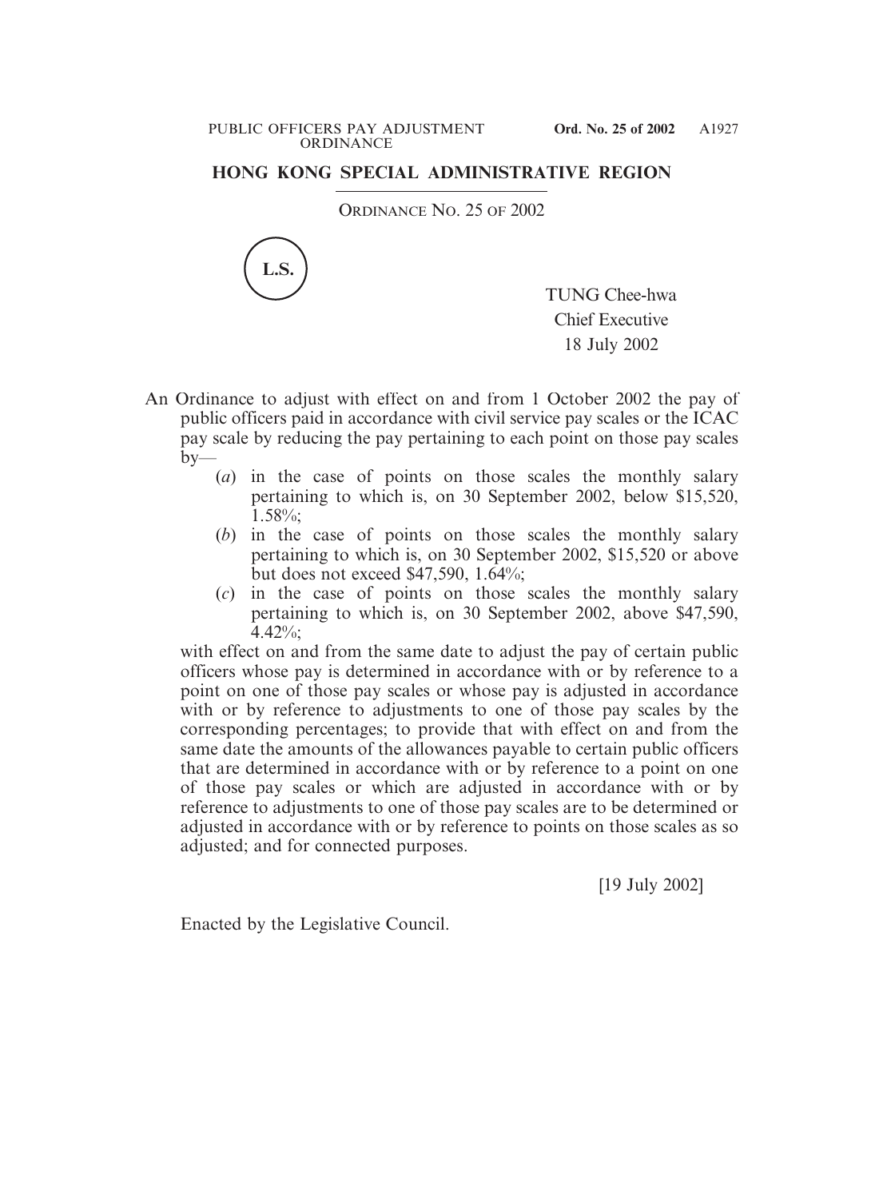## HONG KONG SPECIAL ADMINISTRATIVE REGION

ORDINANCE NO. 25 OF 2002

L.S.

TUNG Chee-hwa
Chief Executive
18 July 2002

An Ordinance to adjust with effect on and from 1 October 2002 the pay of public officers paid in accordance with civil service pay scales or the ICAC pay scale by reducing the pay pertaining to each point on those pay scales by—

(*a*) in the case of points on those scales the monthly salary pertaining to which is, on 30 September 2002, below $15,520, 1.58%;

(*b*) in the case of points on those scales the monthly salary pertaining to which is, on 30 September 2002, $15,520 or above but does not exceed $47,590, 1.64%;

(*c*) in the case of points on those scales the monthly salary pertaining to which is, on 30 September 2002, above $47,590, 4.42%;

with effect on and from the same date to adjust the pay of certain public officers whose pay is determined in accordance with or by reference to a point on one of those pay scales or whose pay is adjusted in accordance with or by reference to adjustments to one of those pay scales by the corresponding percentages; to provide that with effect on and from the same date the amounts of the allowances payable to certain public officers that are determined in accordance with or by reference to a point on one of those pay scales or which are adjusted in accordance with or by reference to adjustments to one of those pay scales are to be determined or adjusted in accordance with or by reference to points on those scales as so adjusted; and for connected purposes.

[19 July 2002]

Enacted by the Legislative Council.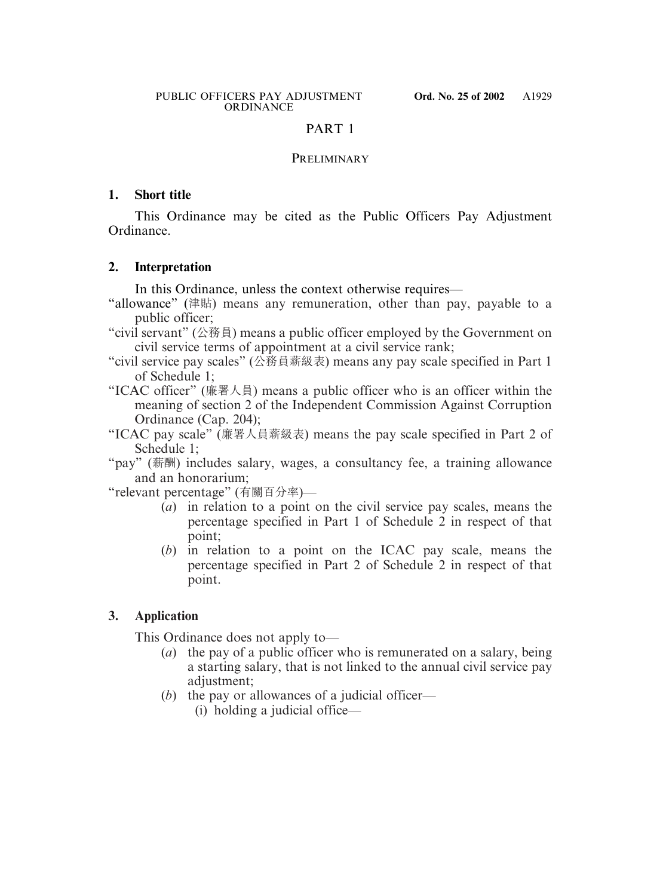# PART 1

## PRELIMINARY

### 1. Short title

This Ordinance may be cited as the Public Officers Pay Adjustment Ordinance.

### 2. Interpretation

In this Ordinance, unless the context otherwise requires—

"allowance" (津貼) means any remuneration, other than pay, payable to a public officer;

"civil servant" (公務員) means a public officer employed by the Government on civil service terms of appointment at a civil service rank;

"civil service pay scales" (公務員薪級表) means any pay scale specified in Part 1 of Schedule 1;

"ICAC officer" (廉署人員) means a public officer who is an officer within the meaning of section 2 of the Independent Commission Against Corruption Ordinance (Cap. 204);

"ICAC pay scale" (廉署人員薪級表) means the pay scale specified in Part 2 of Schedule 1;

"pay" (薪酬) includes salary, wages, a consultancy fee, a training allowance and an honorarium;

"relevant percentage" (有關百分率)—

- (*a*) in relation to a point on the civil service pay scales, means the percentage specified in Part 1 of Schedule 2 in respect of that point;
- (*b*) in relation to a point on the ICAC pay scale, means the percentage specified in Part 2 of Schedule 2 in respect of that point.

### 3. Application

This Ordinance does not apply to—

- (*a*) the pay of a public officer who is remunerated on a salary, being a starting salary, that is not linked to the annual civil service pay adjustment;
- (*b*) the pay or allowances of a judicial officer—
  - (i) holding a judicial office—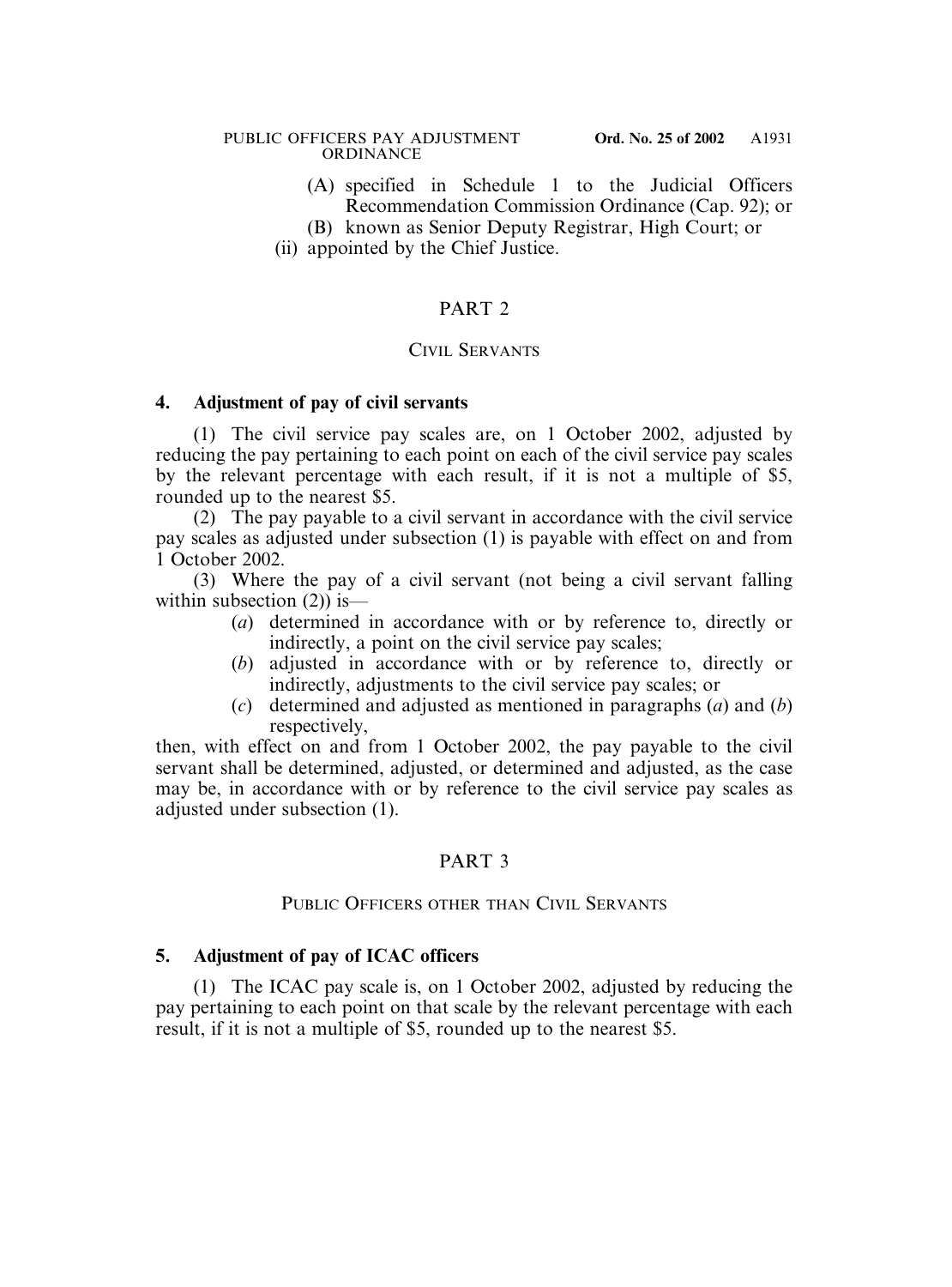(A) specified in Schedule 1 to the Judicial Officers Recommendation Commission Ordinance (Cap. 92); or

(B) known as Senior Deputy Registrar, High Court; or

(ii) appointed by the Chief Justice.

## PART 2

### CIVIL SERVANTS

**4. Adjustment of pay of civil servants**

(1) The civil service pay scales are, on 1 October 2002, adjusted by reducing the pay pertaining to each point on each of the civil service pay scales by the relevant percentage with each result, if it is not a multiple of $5, rounded up to the nearest $5.

(2) The pay payable to a civil servant in accordance with the civil service pay scales as adjusted under subsection (1) is payable with effect on and from 1 October 2002.

(3) Where the pay of a civil servant (not being a civil servant falling within subsection (2)) is—

(*a*) determined in accordance with or by reference to, directly or indirectly, a point on the civil service pay scales;

(*b*) adjusted in accordance with or by reference to, directly or indirectly, adjustments to the civil service pay scales; or

(*c*) determined and adjusted as mentioned in paragraphs (*a*) and (*b*) respectively,

then, with effect on and from 1 October 2002, the pay payable to the civil servant shall be determined, adjusted, or determined and adjusted, as the case may be, in accordance with or by reference to the civil service pay scales as adjusted under subsection (1).

## PART 3

### PUBLIC OFFICERS OTHER THAN CIVIL SERVANTS

**5. Adjustment of pay of ICAC officers**

(1) The ICAC pay scale is, on 1 October 2002, adjusted by reducing the pay pertaining to each point on that scale by the relevant percentage with each result, if it is not a multiple of $5, rounded up to the nearest $5.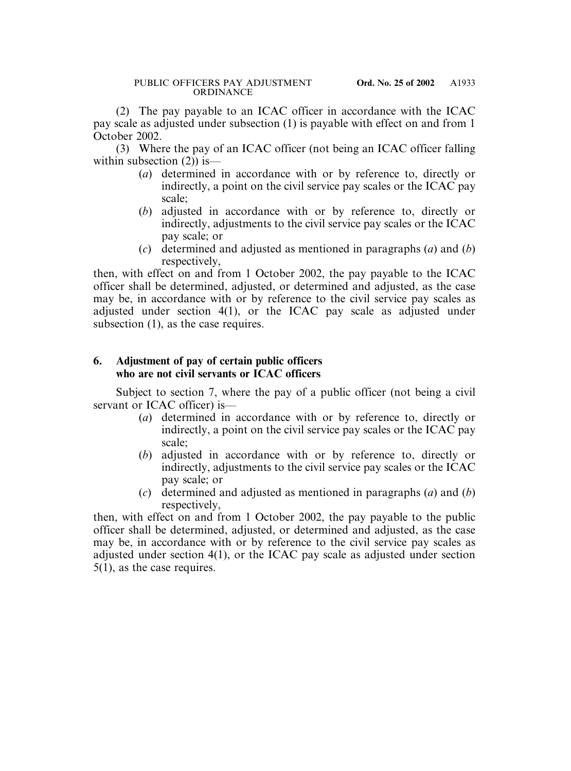(2) The pay payable to an ICAC officer in accordance with the ICAC pay scale as adjusted under subsection (1) is payable with effect on and from 1 October 2002.

(3) Where the pay of an ICAC officer (not being an ICAC officer falling within subsection (2)) is—

- (*a*) determined in accordance with or by reference to, directly or indirectly, a point on the civil service pay scales or the ICAC pay scale;
- (*b*) adjusted in accordance with or by reference to, directly or indirectly, adjustments to the civil service pay scales or the ICAC pay scale; or
- (*c*) determined and adjusted as mentioned in paragraphs (*a*) and (*b*) respectively,

then, with effect on and from 1 October 2002, the pay payable to the ICAC officer shall be determined, adjusted, or determined and adjusted, as the case may be, in accordance with or by reference to the civil service pay scales as adjusted under section 4(1), or the ICAC pay scale as adjusted under subsection (1), as the case requires.

### 6. Adjustment of pay of certain public officers who are not civil servants or ICAC officers

Subject to section 7, where the pay of a public officer (not being a civil servant or ICAC officer) is—

- (*a*) determined in accordance with or by reference to, directly or indirectly, a point on the civil service pay scales or the ICAC pay scale;
- (*b*) adjusted in accordance with or by reference to, directly or indirectly, adjustments to the civil service pay scales or the ICAC pay scale; or
- (*c*) determined and adjusted as mentioned in paragraphs (*a*) and (*b*) respectively,

then, with effect on and from 1 October 2002, the pay payable to the public officer shall be determined, adjusted, or determined and adjusted, as the case may be, in accordance with or by reference to the civil service pay scales as adjusted under section 4(1), or the ICAC pay scale as adjusted under section 5(1), as the case requires.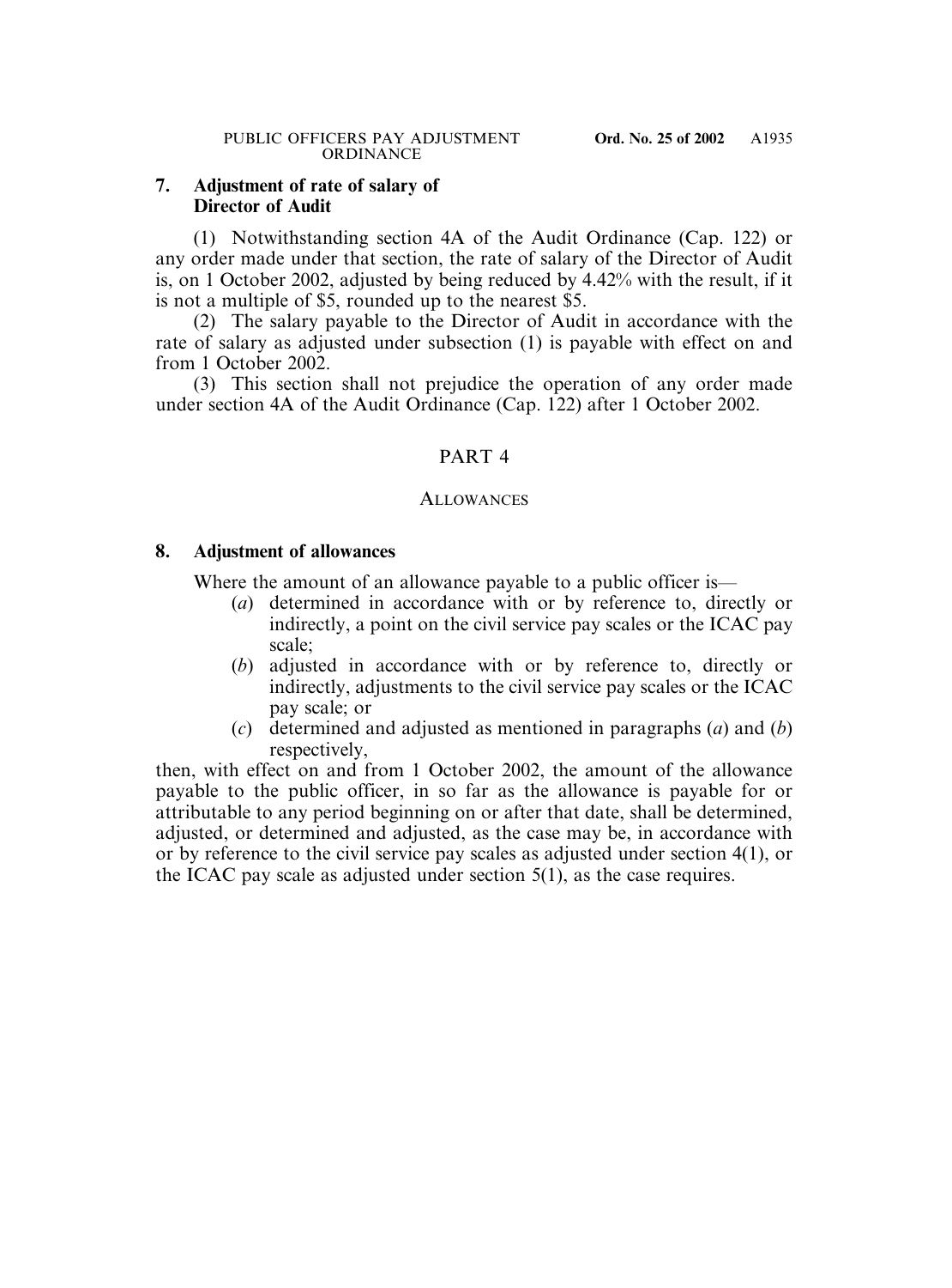### 7. Adjustment of rate of salary of Director of Audit

(1) Notwithstanding section 4A of the Audit Ordinance (Cap. 122) or any order made under that section, the rate of salary of the Director of Audit is, on 1 October 2002, adjusted by being reduced by 4.42% with the result, if it is not a multiple of $5, rounded up to the nearest $5.

(2) The salary payable to the Director of Audit in accordance with the rate of salary as adjusted under subsection (1) is payable with effect on and from 1 October 2002.

(3) This section shall not prejudice the operation of any order made under section 4A of the Audit Ordinance (Cap. 122) after 1 October 2002.

## PART 4

## ALLOWANCES

### 8. Adjustment of allowances

Where the amount of an allowance payable to a public officer is—

- (*a*) determined in accordance with or by reference to, directly or indirectly, a point on the civil service pay scales or the ICAC pay scale;
- (*b*) adjusted in accordance with or by reference to, directly or indirectly, adjustments to the civil service pay scales or the ICAC pay scale; or
- (*c*) determined and adjusted as mentioned in paragraphs (*a*) and (*b*) respectively,

then, with effect on and from 1 October 2002, the amount of the allowance payable to the public officer, in so far as the allowance is payable for or attributable to any period beginning on or after that date, shall be determined, adjusted, or determined and adjusted, as the case may be, in accordance with or by reference to the civil service pay scales as adjusted under section 4(1), or the ICAC pay scale as adjusted under section 5(1), as the case requires.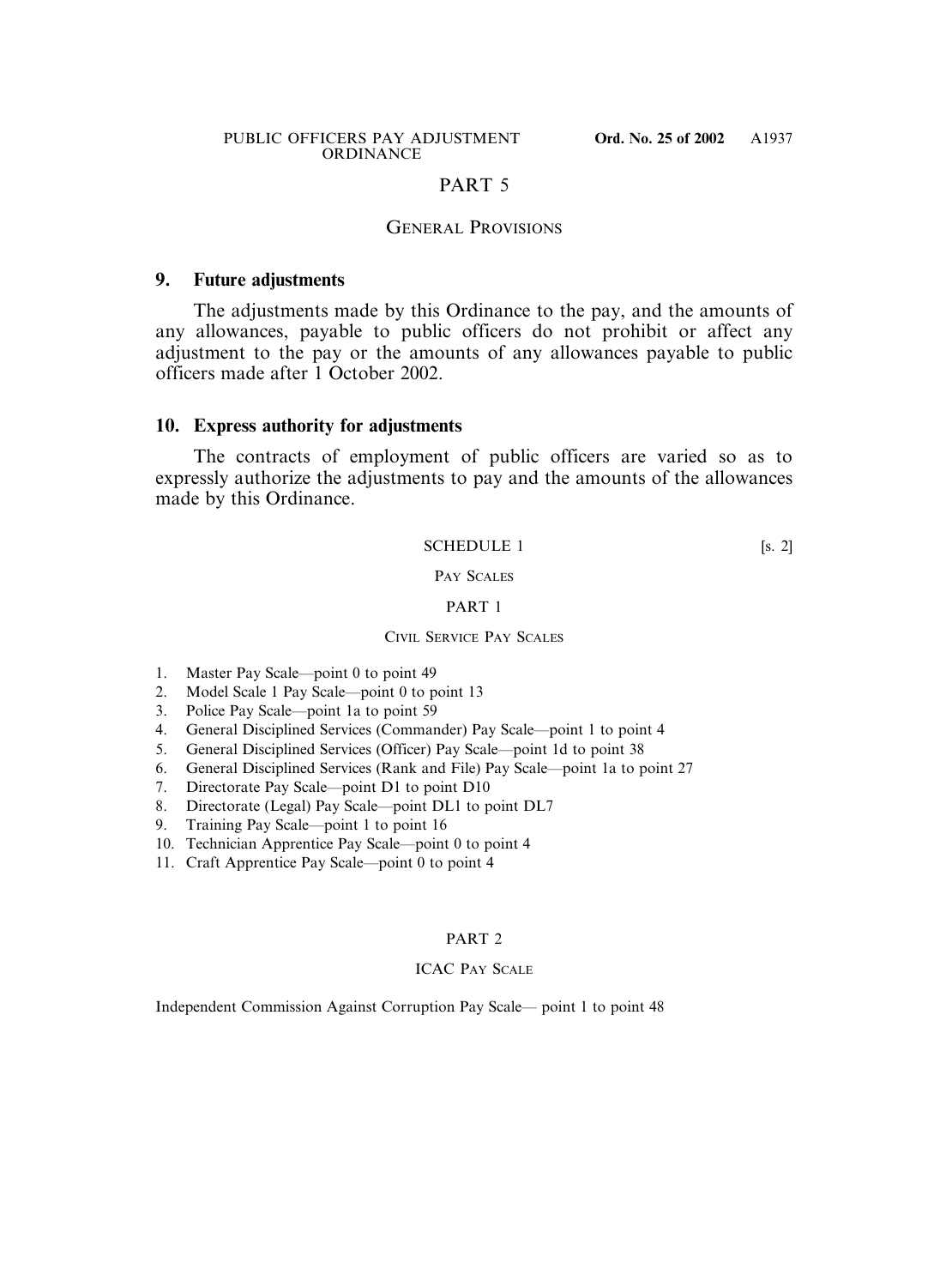## PART 5

### GENERAL PROVISIONS

**9. Future adjustments**

The adjustments made by this Ordinance to the pay, and the amounts of any allowances, payable to public officers do not prohibit or affect any adjustment to the pay or the amounts of any allowances payable to public officers made after 1 October 2002.

**10. Express authority for adjustments**

The contracts of employment of public officers are varied so as to expressly authorize the adjustments to pay and the amounts of the allowances made by this Ordinance.

## SCHEDULE 1 [s. 2]

### PAY SCALES

### PART 1

### CIVIL SERVICE PAY SCALES

1. Master Pay Scale—point 0 to point 49
2. Model Scale 1 Pay Scale—point 0 to point 13
3. Police Pay Scale—point 1a to point 59
4. General Disciplined Services (Commander) Pay Scale—point 1 to point 4
5. General Disciplined Services (Officer) Pay Scale—point 1d to point 38
6. General Disciplined Services (Rank and File) Pay Scale—point 1a to point 27
7. Directorate Pay Scale—point D1 to point D10
8. Directorate (Legal) Pay Scale—point DL1 to point DL7
9. Training Pay Scale—point 1 to point 16
10. Technician Apprentice Pay Scale—point 0 to point 4
11. Craft Apprentice Pay Scale—point 0 to point 4

### PART 2

### ICAC PAY SCALE

Independent Commission Against Corruption Pay Scale— point 1 to point 48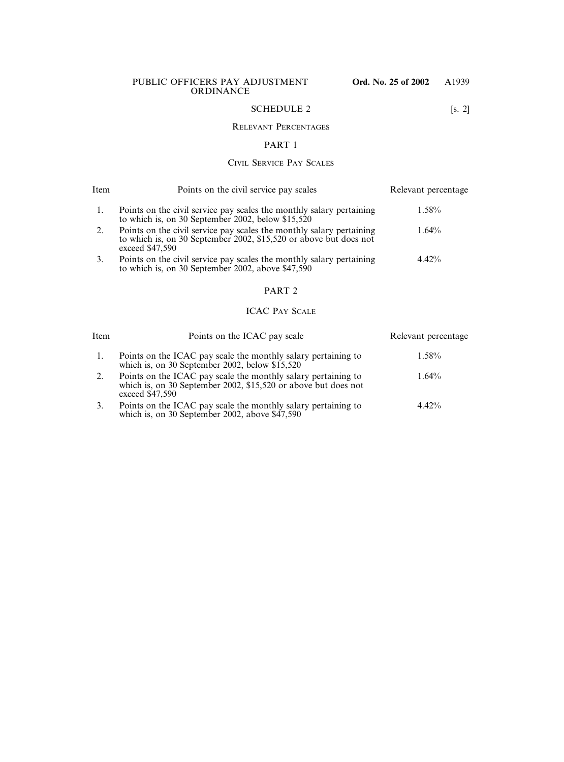## SCHEDULE 2 [s. 2]

### RELEVANT PERCENTAGES

#### PART 1

#### CIVIL SERVICE PAY SCALES

| Item | Points on the civil service pay scales | Relevant percentage |
|---|---|---|
| 1. | Points on the civil service pay scales the monthly salary pertaining to which is, on 30 September 2002, below $15,520 | 1.58% |
| 2. | Points on the civil service pay scales the monthly salary pertaining to which is, on 30 September 2002, $15,520 or above but does not exceed $47,590 | 1.64% |
| 3. | Points on the civil service pay scales the monthly salary pertaining to which is, on 30 September 2002, above $47,590 | 4.42% |

#### PART 2

#### ICAC PAY SCALE

| Item | Points on the ICAC pay scale | Relevant percentage |
|---|---|---|
| 1. | Points on the ICAC pay scale the monthly salary pertaining to which is, on 30 September 2002, below $15,520 | 1.58% |
| 2. | Points on the ICAC pay scale the monthly salary pertaining to which is, on 30 September 2002, $15,520 or above but does not exceed $47,590 | 1.64% |
| 3. | Points on the ICAC pay scale the monthly salary pertaining to which is, on 30 September 2002, above $47,590 | 4.42% |